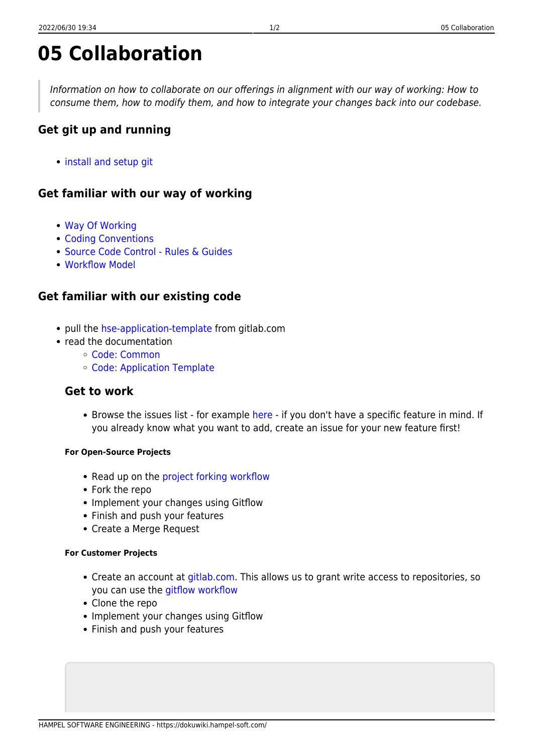# 05 Collaboration

> *Information on how to collaborate on our offerings in alignment with our way of working: How to consume them, how to modify them, and how to integrate your changes back into our codebase.*

### Get git up and running

- install and setup git

### Get familiar with our way of working

- Way Of Working
- Coding Conventions
- Source Code Control - Rules & Guides
- Workflow Model

### Get familiar with our existing code

- pull the hse-application-template from gitlab.com
- read the documentation
  - Code: Common
  - Code: Application Template

#### Get to work

- Browse the issues list - for example here - if you don't have a specific feature in mind. If you already know what you want to add, create an issue for your new feature first!

##### For Open-Source Projects

- Read up on the project forking workflow
- Fork the repo
- Implement your changes using Gitflow
- Finish and push your features
- Create a Merge Request

##### For Customer Projects

- Create an account at gitlab.com. This allows us to grant write access to repositories, so you can use the gitflow workflow
- Clone the repo
- Implement your changes using Gitflow
- Finish and push your features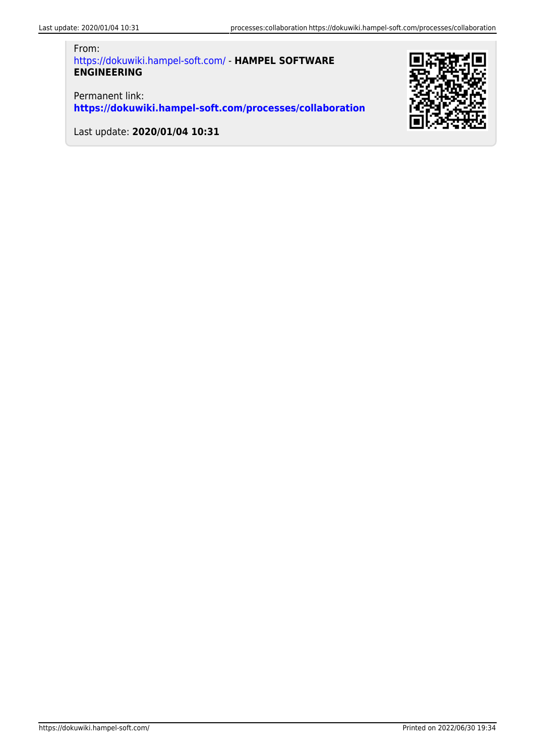From:
https://dokuwiki.hampel-soft.com/ - **HAMPEL SOFTWARE ENGINEERING**

Permanent link:
**https://dokuwiki.hampel-soft.com/processes/collaboration**

Last update: **2020/01/04 10:31**